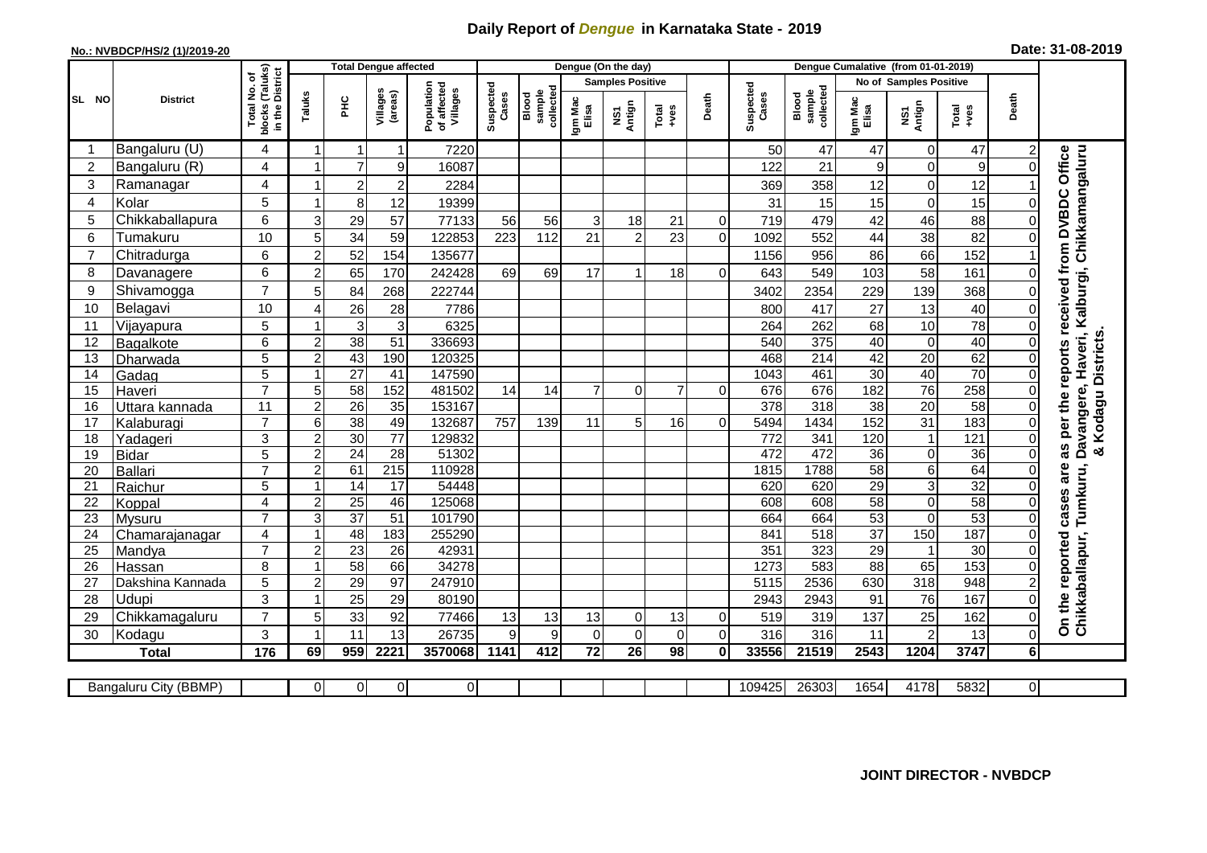# Daily Report of *Dengue* in Karnataka State - 2019

**No.: NVBDCP/HS/2 (1)/2019-20**

**Date: 31-08-2019**

| SL NO | District | Total No. of blocks (Taluks) in the District | Total Dengue affected | | | | Dengue (On the day) | | | | | | Dengue Cumalative (from 01-01-2019) | | | | | | |
|---|---|---|---|---|---|---|---|---|---|---|---|---|---|---|---|---|---|---|---|
| | | | Taluks | PHC | Villages (areas) | Population of affected Villages | Suspected Cases | Blood sample collected | Samples Positive | | | Death | Suspected Cases | Blood sample collected | No of Samples Positive | | | Death | |
| | | | | | | | | | Igm Mac Elisa | NS1 Antign | Total +ves | | | | Igm Mac Elisa | NS1 Antign | Total +ves | | |
| 1 | Bangaluru (U) | 4 | 1 | 1 | 1 | 7220 | | | | | | | 50 | 47 | 47 | 0 | 47 | 2 | On the reported cases are as per the reports received from DVBDC Office Chikkaballapur, Tumkuru, Davangere, Haveri, Kalburgi, Chikkamangaluru & Kodagu Districts. |
| 2 | Bangaluru (R) | 4 | 1 | 7 | 9 | 16087 | | | | | | | 122 | 21 | 9 | 0 | 9 | 0 | |
| 3 | Ramanagar | 4 | 1 | 2 | 2 | 2284 | | | | | | | 369 | 358 | 12 | 0 | 12 | 1 | |
| 4 | Kolar | 5 | 1 | 8 | 12 | 19399 | | | | | | | 31 | 15 | 15 | 0 | 15 | 0 | |
| 5 | Chikkaballapura | 6 | 3 | 29 | 57 | 77133 | 56 | 56 | 3 | 18 | 21 | 0 | 719 | 479 | 42 | 46 | 88 | 0 | |
| 6 | Tumakuru | 10 | 5 | 34 | 59 | 122853 | 223 | 112 | 21 | 2 | 23 | 0 | 1092 | 552 | 44 | 38 | 82 | 0 | |
| 7 | Chitradurga | 6 | 2 | 52 | 154 | 135677 | | | | | | | 1156 | 956 | 86 | 66 | 152 | 1 | |
| 8 | Davanagere | 6 | 2 | 65 | 170 | 242428 | 69 | 69 | 17 | 1 | 18 | 0 | 643 | 549 | 103 | 58 | 161 | 0 | |
| 9 | Shivamogga | 7 | 5 | 84 | 268 | 222744 | | | | | | | 3402 | 2354 | 229 | 139 | 368 | 0 | |
| 10 | Belagavi | 10 | 4 | 26 | 28 | 7786 | | | | | | | 800 | 417 | 27 | 13 | 40 | 0 | |
| 11 | Vijayapura | 5 | 1 | 3 | 3 | 6325 | | | | | | | 264 | 262 | 68 | 10 | 78 | 0 | |
| 12 | Bagalkote | 6 | 2 | 38 | 51 | 336693 | | | | | | | 540 | 375 | 40 | 0 | 40 | 0 | |
| 13 | Dharwada | 5 | 2 | 43 | 190 | 120325 | | | | | | | 468 | 214 | 42 | 20 | 62 | 0 | |
| 14 | Gadag | 5 | 1 | 27 | 41 | 147590 | | | | | | | 1043 | 461 | 30 | 40 | 70 | 0 | |
| 15 | Haveri | 7 | 5 | 58 | 152 | 481502 | 14 | 14 | 7 | 0 | 7 | 0 | 676 | 676 | 182 | 76 | 258 | 0 | |
| 16 | Uttara kannada | 11 | 2 | 26 | 35 | 153167 | | | | | | | 378 | 318 | 38 | 20 | 58 | 0 | |
| 17 | Kalaburagi | 7 | 6 | 38 | 49 | 132687 | 757 | 139 | 11 | 5 | 16 | 0 | 5494 | 1434 | 152 | 31 | 183 | 0 | |
| 18 | Yadageri | 3 | 2 | 30 | 77 | 129832 | | | | | | | 772 | 341 | 120 | 1 | 121 | 0 | |
| 19 | Bidar | 5 | 2 | 24 | 28 | 51302 | | | | | | | 472 | 472 | 36 | 0 | 36 | 0 | |
| 20 | Ballari | 7 | 2 | 61 | 215 | 110928 | | | | | | | 1815 | 1788 | 58 | 6 | 64 | 0 | |
| 21 | Raichur | 5 | 1 | 14 | 17 | 54448 | | | | | | | 620 | 620 | 29 | 3 | 32 | 0 | |
| 22 | Koppal | 4 | 2 | 25 | 46 | 125068 | | | | | | | 608 | 608 | 58 | 0 | 58 | 0 | |
| 23 | Mysuru | 7 | 3 | 37 | 51 | 101790 | | | | | | | 664 | 664 | 53 | 0 | 53 | 0 | |
| 24 | Chamarajanagar | 4 | 1 | 48 | 183 | 255290 | | | | | | | 841 | 518 | 37 | 150 | 187 | 0 | |
| 25 | Mandya | 7 | 2 | 23 | 26 | 42931 | | | | | | | 351 | 323 | 29 | 1 | 30 | 0 | |
| 26 | Hassan | 8 | 1 | 58 | 66 | 34278 | | | | | | | 1273 | 583 | 88 | 65 | 153 | 0 | |
| 27 | Dakshina Kannada | 5 | 2 | 29 | 97 | 247910 | | | | | | | 5115 | 2536 | 630 | 318 | 948 | 2 | |
| 28 | Udupi | 3 | 1 | 25 | 29 | 80190 | | | | | | | 2943 | 2943 | 91 | 76 | 167 | 0 | |
| 29 | Chikkamagaluru | 7 | 5 | 33 | 92 | 77466 | 13 | 13 | 13 | 0 | 13 | 0 | 519 | 319 | 137 | 25 | 162 | 0 | |
| 30 | Kodagu | 3 | 1 | 11 | 13 | 26735 | 9 | 9 | 0 | 0 | 0 | 0 | 316 | 316 | 11 | 2 | 13 | 0 | |
| **Total** | | **176** | **69** | **959** | **2221** | **3570068** | **1141** | **412** | **72** | **26** | **98** | **0** | **33556** | **21519** | **2543** | **1204** | **3747** | **6** | |
| Bangaluru City (BBMP) | | | 0 | 0 | 0 | 0 | | | | | | | 109425 | 26303 | 1654 | 4178 | 5832 | 0 | |

**JOINT DIRECTOR - NVBDCP**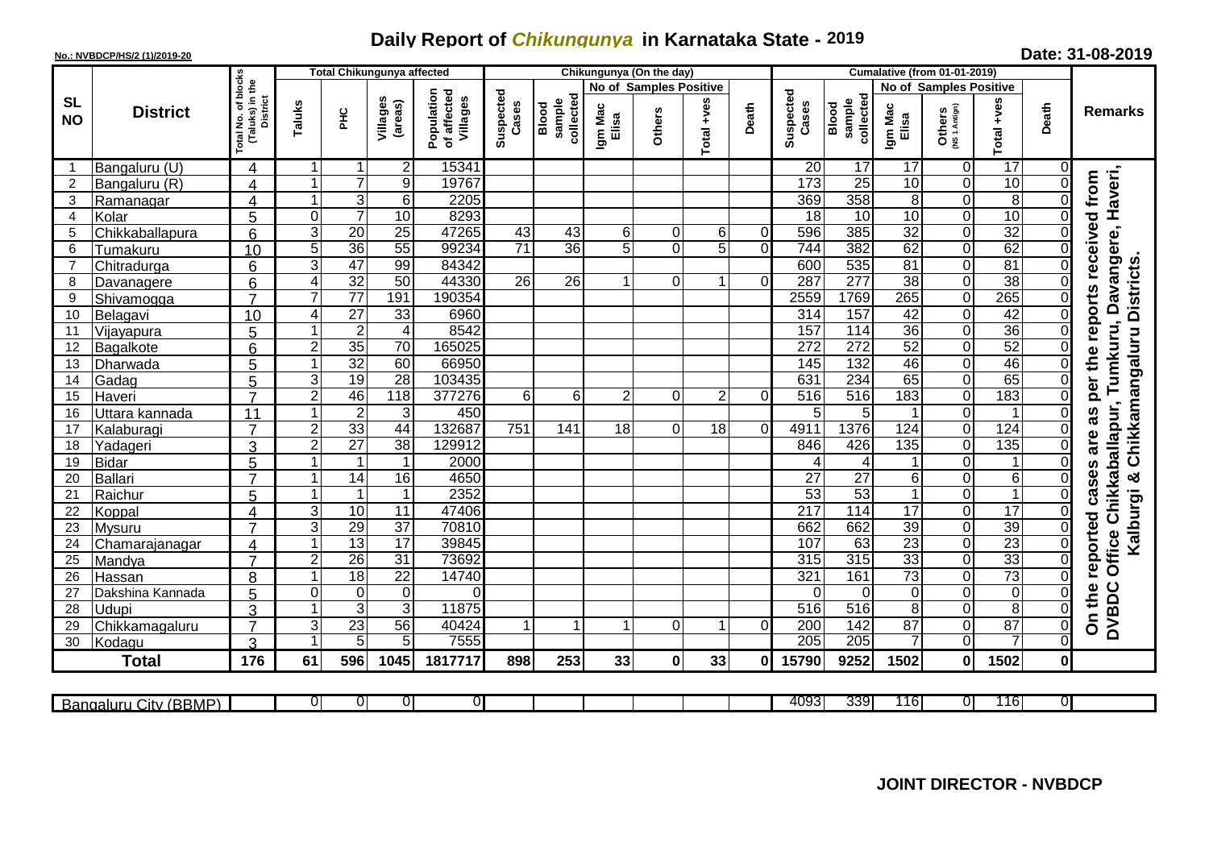# Daily Report of *Chikungunya* in Karnataka State - 2019

**No.: NVBDCP/HS/2 (1)/2019-20**

**Date: 31-08-2019**

| SL NO | District | Total No. of blocks (Taluks) in the District | Total Chikungunya affected | | | | Chikungunya (On the day) | | | | | | | Cumalative (from 01-01-2019) | | | | | | | Remarks |
|---|---|---|---|---|---|---|---|---|---|---|---|---|---|---|---|---|---|---|---|---|---|
| | | | | | | | | | No of Samples Positive | | | | | | | No of Samples Positive | | | | | |
| | | | Taluks | PHC | Villages (areas) | Population of affected Villages | Suspected Cases | Blood sample collected | Igm Mac Elisa | Others | Total +ves | Death | Suspected Cases | Blood sample collected | Igm Mac Elisa | Others (NS 1 Antign) | Total +ves | Death | |
| 1 | Bangaluru (U) | 4 | 1 | 1 | 2 | 15341 | | | | | | | 20 | 17 | 17 | 0 | 17 | 0 | On the reported cases are as per the reports received from DVBDC Office Chikkaballapur, Tumkuru, Davangere, Haveri, Kalburgi & Chikkamangaluru Districts. |
| 2 | Bangaluru (R) | 4 | 1 | 7 | 9 | 19767 | | | | | | | 173 | 25 | 10 | 0 | 10 | 0 | |
| 3 | Ramanagar | 4 | 1 | 3 | 6 | 2205 | | | | | | | 369 | 358 | 8 | 0 | 8 | 0 | |
| 4 | Kolar | 5 | 0 | 7 | 10 | 8293 | | | | | | | 18 | 10 | 10 | 0 | 10 | 0 | |
| 5 | Chikkaballapura | 6 | 3 | 20 | 25 | 47265 | 43 | 43 | 6 | 0 | 6 | 0 | 596 | 385 | 32 | 0 | 32 | 0 | |
| 6 | Tumakuru | 10 | 5 | 36 | 55 | 99234 | 71 | 36 | 5 | 0 | 5 | 0 | 744 | 382 | 62 | 0 | 62 | 0 | |
| 7 | Chitradurga | 6 | 3 | 47 | 99 | 84342 | | | | | | | 600 | 535 | 81 | 0 | 81 | 0 | |
| 8 | Davanagere | 6 | 4 | 32 | 50 | 44330 | 26 | 26 | 1 | 0 | 1 | 0 | 287 | 277 | 38 | 0 | 38 | 0 | |
| 9 | Shivamogga | 7 | 7 | 77 | 191 | 190354 | | | | | | | 2559 | 1769 | 265 | 0 | 265 | 0 | |
| 10 | Belagavi | 10 | 4 | 27 | 33 | 6960 | | | | | | | 314 | 157 | 42 | 0 | 42 | 0 | |
| 11 | Vijayapura | 5 | 1 | 2 | 4 | 8542 | | | | | | | 157 | 114 | 36 | 0 | 36 | 0 | |
| 12 | Bagalkote | 6 | 2 | 35 | 70 | 165025 | | | | | | | 272 | 272 | 52 | 0 | 52 | 0 | |
| 13 | Dharwada | 5 | 1 | 32 | 60 | 66950 | | | | | | | 145 | 132 | 46 | 0 | 46 | 0 | |
| 14 | Gadag | 5 | 3 | 19 | 28 | 103435 | | | | | | | 631 | 234 | 65 | 0 | 65 | 0 | |
| 15 | Haveri | 7 | 2 | 46 | 118 | 377276 | 6 | 6 | 2 | 0 | 2 | 0 | 516 | 516 | 183 | 0 | 183 | 0 | |
| 16 | Uttara kannada | 11 | 1 | 2 | 3 | 450 | | | | | | | 5 | 5 | 1 | 0 | 1 | 0 | |
| 17 | Kalaburagi | 7 | 2 | 33 | 44 | 132687 | 751 | 141 | 18 | 0 | 18 | 0 | 4911 | 1376 | 124 | 0 | 124 | 0 | |
| 18 | Yadageri | 3 | 2 | 27 | 38 | 129912 | | | | | | | 846 | 426 | 135 | 0 | 135 | 0 | |
| 19 | Bidar | 5 | 1 | 1 | 1 | 2000 | | | | | | | 4 | 4 | 1 | 0 | 1 | 0 | |
| 20 | Ballari | 7 | 1 | 14 | 16 | 4650 | | | | | | | 27 | 27 | 6 | 0 | 6 | 0 | |
| 21 | Raichur | 5 | 1 | 1 | 1 | 2352 | | | | | | | 53 | 53 | 1 | 0 | 1 | 0 | |
| 22 | Koppal | 4 | 3 | 10 | 11 | 47406 | | | | | | | 217 | 114 | 17 | 0 | 17 | 0 | |
| 23 | Mysuru | 7 | 3 | 29 | 37 | 70810 | | | | | | | 662 | 662 | 39 | 0 | 39 | 0 | |
| 24 | Chamarajanagar | 4 | 1 | 13 | 17 | 39845 | | | | | | | 107 | 63 | 23 | 0 | 23 | 0 | |
| 25 | Mandya | 7 | 2 | 26 | 31 | 73692 | | | | | | | 315 | 315 | 33 | 0 | 33 | 0 | |
| 26 | Hassan | 8 | 1 | 18 | 22 | 14740 | | | | | | | 321 | 161 | 73 | 0 | 73 | 0 | |
| 27 | Dakshina Kannada | 5 | 0 | 0 | 0 | 0 | | | | | | | 0 | 0 | 0 | 0 | 0 | 0 | |
| 28 | Udupi | 3 | 1 | 3 | 3 | 11875 | | | | | | | 516 | 516 | 8 | 0 | 8 | 0 | |
| 29 | Chikkamagaluru | 7 | 3 | 23 | 56 | 40424 | 1 | 1 | 1 | 0 | 1 | 0 | 200 | 142 | 87 | 0 | 87 | 0 | |
| 30 | Kodagu | 3 | 1 | 5 | 5 | 7555 | | | | | | | 205 | 205 | 7 | 0 | 7 | 0 | |
| | **Total** | **176** | **61** | **596** | **1045** | **1817717** | **898** | **253** | **33** | **0** | **33** | **0** | **15790** | **9252** | **1502** | **0** | **1502** | **0** | |

| | | | | | | | | | | | | | | | | | | | |
|---|---|---|---|---|---|---|---|---|---|---|---|---|---|---|---|---|---|---|---|
| Bangaluru City (BBMP) | | 0 | 0 | 0 | 0 | | | | | | | 4093 | 339 | 116 | 0 | 116 | 0 | |

**JOINT DIRECTOR - NVBDCP**